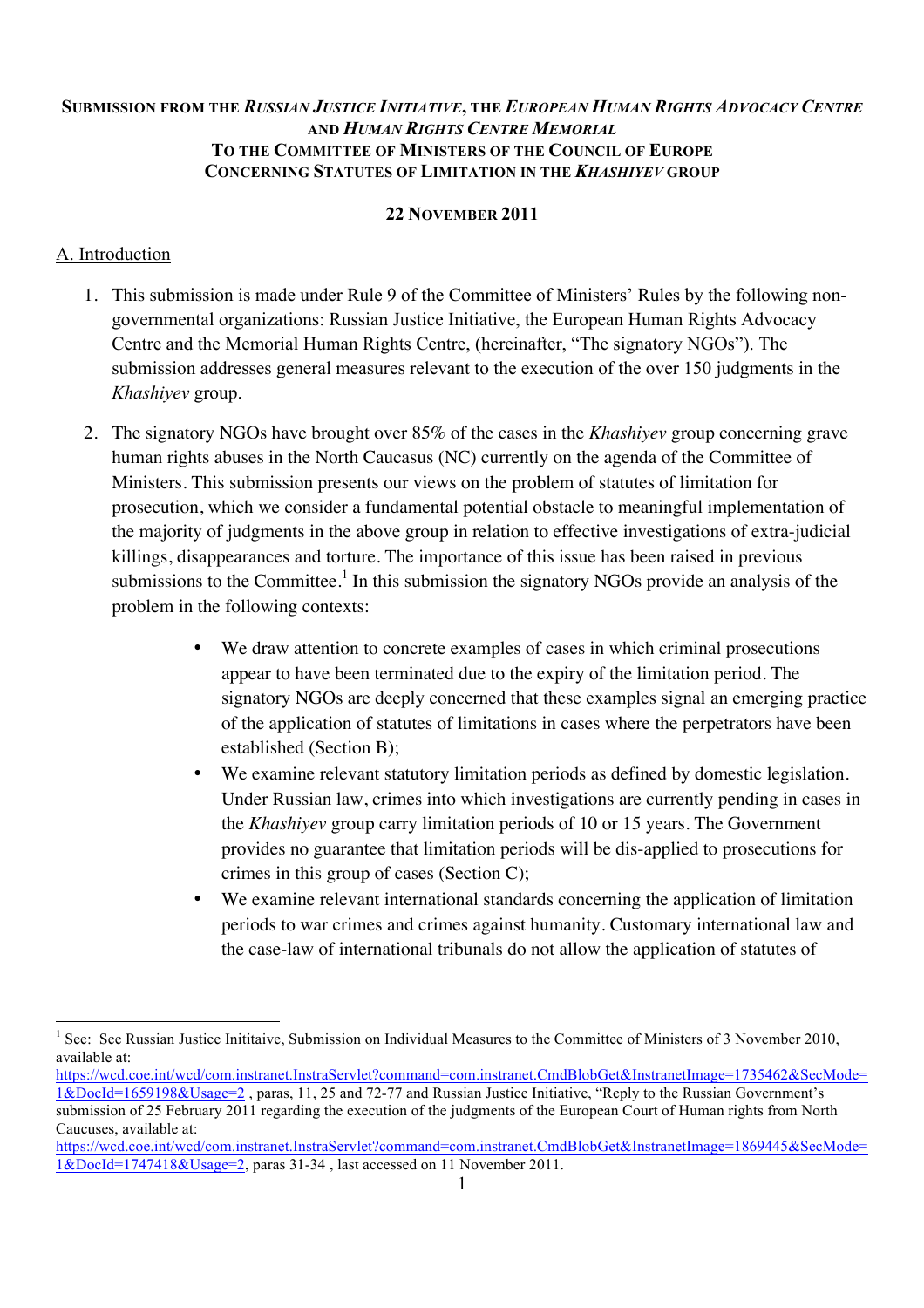**SUBMISSION FROM THE *RUSSIAN JUSTICE INITIATIVE*, THE *EUROPEAN HUMAN RIGHTS ADVOCACY CENTRE* AND *HUMAN RIGHTS CENTRE MEMORIAL***
**TO THE COMMITTEE OF MINISTERS OF THE COUNCIL OF EUROPE**
**CONCERNING STATUTES OF LIMITATION IN THE *KHASHIYEV* GROUP**

**22 NOVEMBER 2011**

## A. Introduction

1. This submission is made under Rule 9 of the Committee of Ministers' Rules by the following non-governmental organizations: Russian Justice Initiative, the European Human Rights Advocacy Centre and the Memorial Human Rights Centre, (hereinafter, "The signatory NGOs"). The submission addresses general measures relevant to the execution of the over 150 judgments in the *Khashiyev* group.

2. The signatory NGOs have brought over 85% of the cases in the *Khashiyev* group concerning grave human rights abuses in the North Caucasus (NC) currently on the agenda of the Committee of Ministers. This submission presents our views on the problem of statutes of limitation for prosecution, which we consider a fundamental potential obstacle to meaningful implementation of the majority of judgments in the above group in relation to effective investigations of extra-judicial killings, disappearances and torture. The importance of this issue has been raised in previous submissions to the Committee.[1] In this submission the signatory NGOs provide an analysis of the problem in the following contexts:

   - We draw attention to concrete examples of cases in which criminal prosecutions appear to have been terminated due to the expiry of the limitation period. The signatory NGOs are deeply concerned that these examples signal an emerging practice of the application of statutes of limitations in cases where the perpetrators have been established (Section B);
   - We examine relevant statutory limitation periods as defined by domestic legislation. Under Russian law, crimes into which investigations are currently pending in cases in the *Khashiyev* group carry limitation periods of 10 or 15 years. The Government provides no guarantee that limitation periods will be dis-applied to prosecutions for crimes in this group of cases (Section C);
   - We examine relevant international standards concerning the application of limitation periods to war crimes and crimes against humanity. Customary international law and the case-law of international tribunals do not allow the application of statutes of

---

[1] See: See Russian Justice Inititaive, Submission on Individual Measures to the Committee of Ministers of 3 November 2010, available at: https://wcd.coe.int/wcd/com.instranet.InstraServlet?command=com.instranet.CmdBlobGet&InstranetImage=1735462&SecMode=1&DocId=1659198&Usage=2 , paras, 11, 25 and 72-77 and Russian Justice Initiative, "Reply to the Russian Government's submission of 25 February 2011 regarding the execution of the judgments of the European Court of Human rights from North Caucuses, available at: https://wcd.coe.int/wcd/com.instranet.InstraServlet?command=com.instranet.CmdBlobGet&InstranetImage=1869445&SecMode=1&DocId=1747418&Usage=2, paras 31-34 , last accessed on 11 November 2011.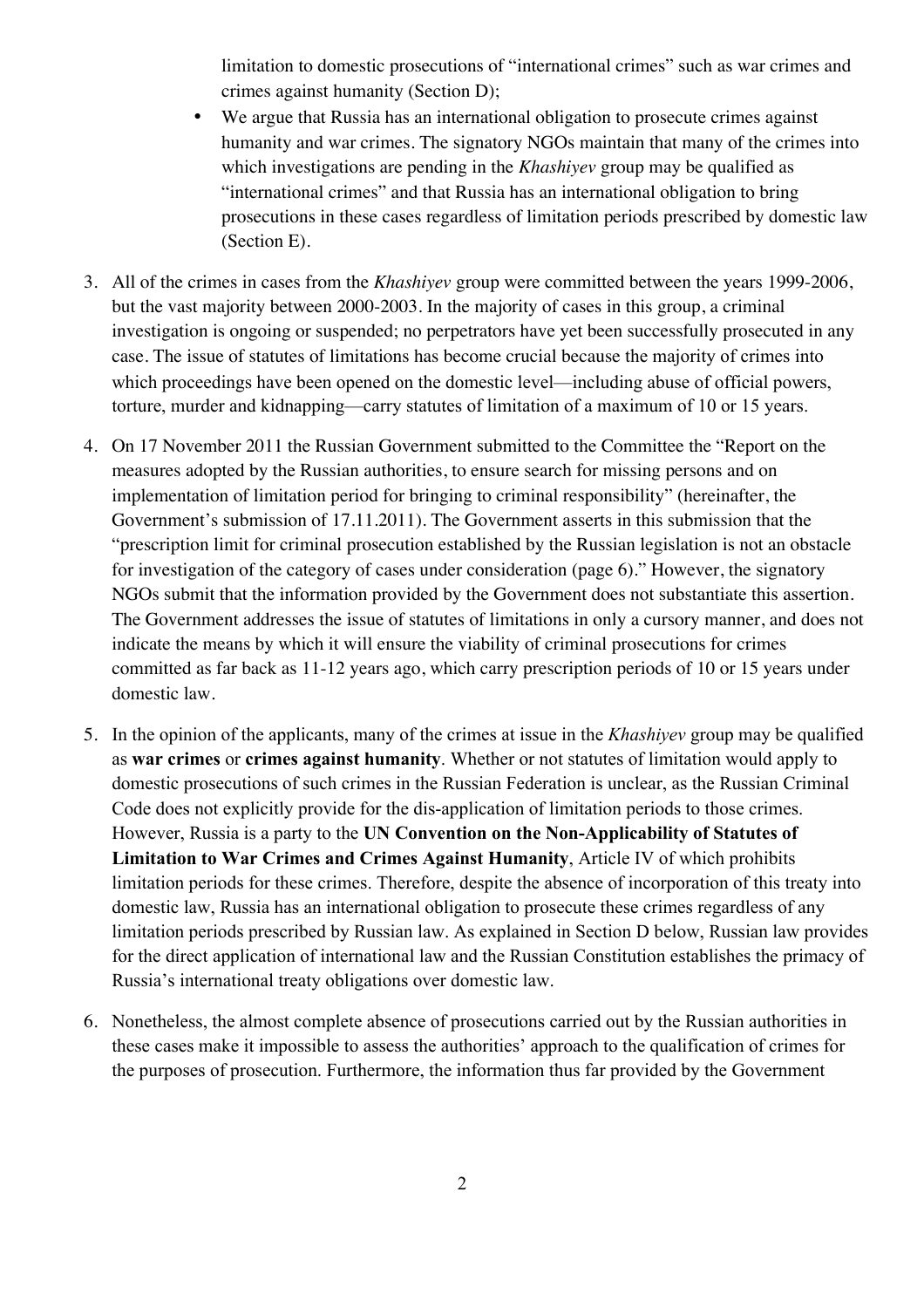limitation to domestic prosecutions of "international crimes" such as war crimes and crimes against humanity (Section D);

- We argue that Russia has an international obligation to prosecute crimes against humanity and war crimes. The signatory NGOs maintain that many of the crimes into which investigations are pending in the *Khashiyev* group may be qualified as "international crimes" and that Russia has an international obligation to bring prosecutions in these cases regardless of limitation periods prescribed by domestic law (Section E).

3. All of the crimes in cases from the *Khashiyev* group were committed between the years 1999-2006, but the vast majority between 2000-2003. In the majority of cases in this group, a criminal investigation is ongoing or suspended; no perpetrators have yet been successfully prosecuted in any case. The issue of statutes of limitations has become crucial because the majority of crimes into which proceedings have been opened on the domestic level—including abuse of official powers, torture, murder and kidnapping—carry statutes of limitation of a maximum of 10 or 15 years.

4. On 17 November 2011 the Russian Government submitted to the Committee the "Report on the measures adopted by the Russian authorities, to ensure search for missing persons and on implementation of limitation period for bringing to criminal responsibility" (hereinafter, the Government's submission of 17.11.2011). The Government asserts in this submission that the "prescription limit for criminal prosecution established by the Russian legislation is not an obstacle for investigation of the category of cases under consideration (page 6)." However, the signatory NGOs submit that the information provided by the Government does not substantiate this assertion. The Government addresses the issue of statutes of limitations in only a cursory manner, and does not indicate the means by which it will ensure the viability of criminal prosecutions for crimes committed as far back as 11-12 years ago, which carry prescription periods of 10 or 15 years under domestic law.

5. In the opinion of the applicants, many of the crimes at issue in the *Khashiyev* group may be qualified as **war crimes** or **crimes against humanity**. Whether or not statutes of limitation would apply to domestic prosecutions of such crimes in the Russian Federation is unclear, as the Russian Criminal Code does not explicitly provide for the dis-application of limitation periods to those crimes. However, Russia is a party to the **UN Convention on the Non-Applicability of Statutes of Limitation to War Crimes and Crimes Against Humanity**, Article IV of which prohibits limitation periods for these crimes. Therefore, despite the absence of incorporation of this treaty into domestic law, Russia has an international obligation to prosecute these crimes regardless of any limitation periods prescribed by Russian law. As explained in Section D below, Russian law provides for the direct application of international law and the Russian Constitution establishes the primacy of Russia's international treaty obligations over domestic law.

6. Nonetheless, the almost complete absence of prosecutions carried out by the Russian authorities in these cases make it impossible to assess the authorities' approach to the qualification of crimes for the purposes of prosecution. Furthermore, the information thus far provided by the Government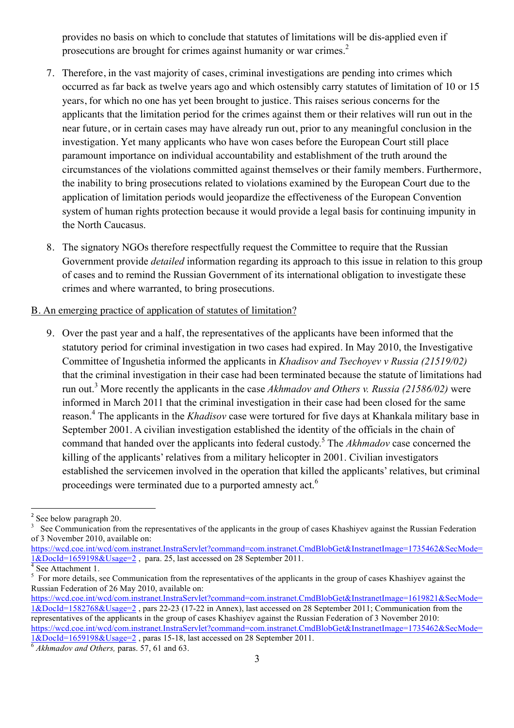provides no basis on which to conclude that statutes of limitations will be dis-applied even if prosecutions are brought for crimes against humanity or war crimes.[2]

7. Therefore, in the vast majority of cases, criminal investigations are pending into crimes which occurred as far back as twelve years ago and which ostensibly carry statutes of limitation of 10 or 15 years, for which no one has yet been brought to justice. This raises serious concerns for the applicants that the limitation period for the crimes against them or their relatives will run out in the near future, or in certain cases may have already run out, prior to any meaningful conclusion in the investigation. Yet many applicants who have won cases before the European Court still place paramount importance on individual accountability and establishment of the truth around the circumstances of the violations committed against themselves or their family members. Furthermore, the inability to bring prosecutions related to violations examined by the European Court due to the application of limitation periods would jeopardize the effectiveness of the European Convention system of human rights protection because it would provide a legal basis for continuing impunity in the North Caucasus.

8. The signatory NGOs therefore respectfully request the Committee to require that the Russian Government provide *detailed* information regarding its approach to this issue in relation to this group of cases and to remind the Russian Government of its international obligation to investigate these crimes and where warranted, to bring prosecutions.

B. An emerging practice of application of statutes of limitation?

9. Over the past year and a half, the representatives of the applicants have been informed that the statutory period for criminal investigation in two cases had expired. In May 2010, the Investigative Committee of Ingushetia informed the applicants in *Khadisov and Tsechoyev v Russia (21519/02)* that the criminal investigation in their case had been terminated because the statute of limitations had run out.[3] More recently the applicants in the case *Akhmadov and Others v. Russia (21586/02)* were informed in March 2011 that the criminal investigation in their case had been closed for the same reason.[4] The applicants in the *Khadisov* case were tortured for five days at Khankala military base in September 2001. A civilian investigation established the identity of the officials in the chain of command that handed over the applicants into federal custody.[5] The *Akhmadov* case concerned the killing of the applicants' relatives from a military helicopter in 2001. Civilian investigators established the servicemen involved in the operation that killed the applicants' relatives, but criminal proceedings were terminated due to a purported amnesty act.[6]

---

[2] See below paragraph 20.

[3] See Communication from the representatives of the applicants in the group of cases Khashiyev against the Russian Federation of 3 November 2010, available on: https://wcd.coe.int/wcd/com.instranet.InstraServlet?command=com.instranet.CmdBlobGet&InstranetImage=1735462&SecMode=1&DocId=1659198&Usage=2 , para. 25, last accessed on 28 September 2011.

[4] See Attachment 1.

[5] For more details, see Communication from the representatives of the applicants in the group of cases Khashiyev against the Russian Federation of 26 May 2010, available on: https://wcd.coe.int/wcd/com.instranet.InstraServlet?command=com.instranet.CmdBlobGet&InstranetImage=1619821&SecMode=1&DocId=1582768&Usage=2 , pars 22-23 (17-22 in Annex), last accessed on 28 September 2011; Communication from the representatives of the applicants in the group of cases Khashiyev against the Russian Federation of 3 November 2010: https://wcd.coe.int/wcd/com.instranet.InstraServlet?command=com.instranet.CmdBlobGet&InstranetImage=1735462&SecMode=1&DocId=1659198&Usage=2 , paras 15-18, last accessed on 28 September 2011.

[6] *Akhmadov and Others,* paras. 57, 61 and 63.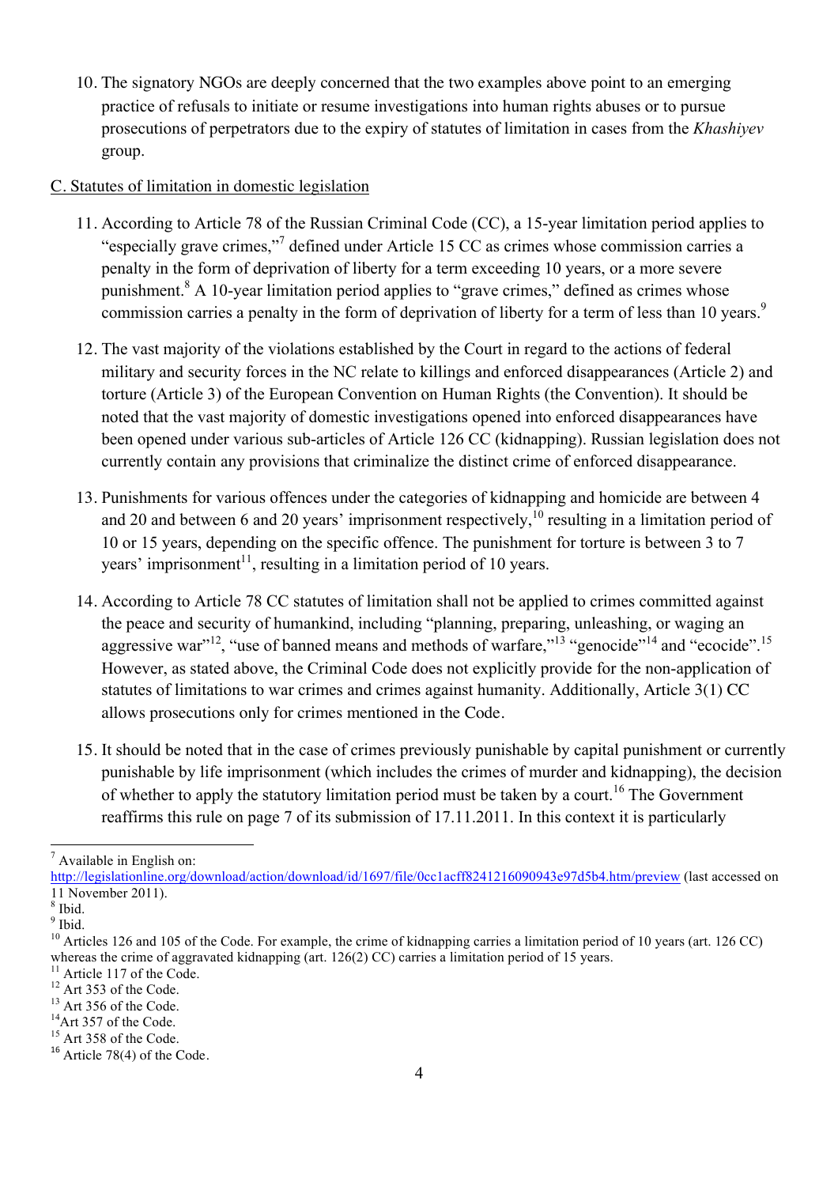10. The signatory NGOs are deeply concerned that the two examples above point to an emerging practice of refusals to initiate or resume investigations into human rights abuses or to pursue prosecutions of perpetrators due to the expiry of statutes of limitation in cases from the *Khashiyev* group.

C. Statutes of limitation in domestic legislation

11. According to Article 78 of the Russian Criminal Code (CC), a 15-year limitation period applies to "especially grave crimes,"[7] defined under Article 15 CC as crimes whose commission carries a penalty in the form of deprivation of liberty for a term exceeding 10 years, or a more severe punishment.[8] A 10-year limitation period applies to "grave crimes," defined as crimes whose commission carries a penalty in the form of deprivation of liberty for a term of less than 10 years.[9]

12. The vast majority of the violations established by the Court in regard to the actions of federal military and security forces in the NC relate to killings and enforced disappearances (Article 2) and torture (Article 3) of the European Convention on Human Rights (the Convention). It should be noted that the vast majority of domestic investigations opened into enforced disappearances have been opened under various sub-articles of Article 126 CC (kidnapping). Russian legislation does not currently contain any provisions that criminalize the distinct crime of enforced disappearance.

13. Punishments for various offences under the categories of kidnapping and homicide are between 4 and 20 and between 6 and 20 years' imprisonment respectively,[10] resulting in a limitation period of 10 or 15 years, depending on the specific offence. The punishment for torture is between 3 to 7 years' imprisonment[11], resulting in a limitation period of 10 years.

14. According to Article 78 CC statutes of limitation shall not be applied to crimes committed against the peace and security of humankind, including "planning, preparing, unleashing, or waging an aggressive war"[12], "use of banned means and methods of warfare,"[13] "genocide"[14] and "ecocide".[15] However, as stated above, the Criminal Code does not explicitly provide for the non-application of statutes of limitations to war crimes and crimes against humanity. Additionally, Article 3(1) CC allows prosecutions only for crimes mentioned in the Code.

15. It should be noted that in the case of crimes previously punishable by capital punishment or currently punishable by life imprisonment (which includes the crimes of murder and kidnapping), the decision of whether to apply the statutory limitation period must be taken by a court.[16] The Government reaffirms this rule on page 7 of its submission of 17.11.2011. In this context it is particularly

---

[7] Available in English on: http://legislationline.org/download/action/download/id/1697/file/0cc1acff8241216090943e97d5b4.htm/preview (last accessed on 11 November 2011).

[8] Ibid.

[9] Ibid.

[10] Articles 126 and 105 of the Code. For example, the crime of kidnapping carries a limitation period of 10 years (art. 126 CC) whereas the crime of aggravated kidnapping (art. 126(2) CC) carries a limitation period of 15 years.

[11] Article 117 of the Code.

[12] Art 353 of the Code.

[13] Art 356 of the Code.

[14] Art 357 of the Code.

[15] Art 358 of the Code.

[16] Article 78(4) of the Code.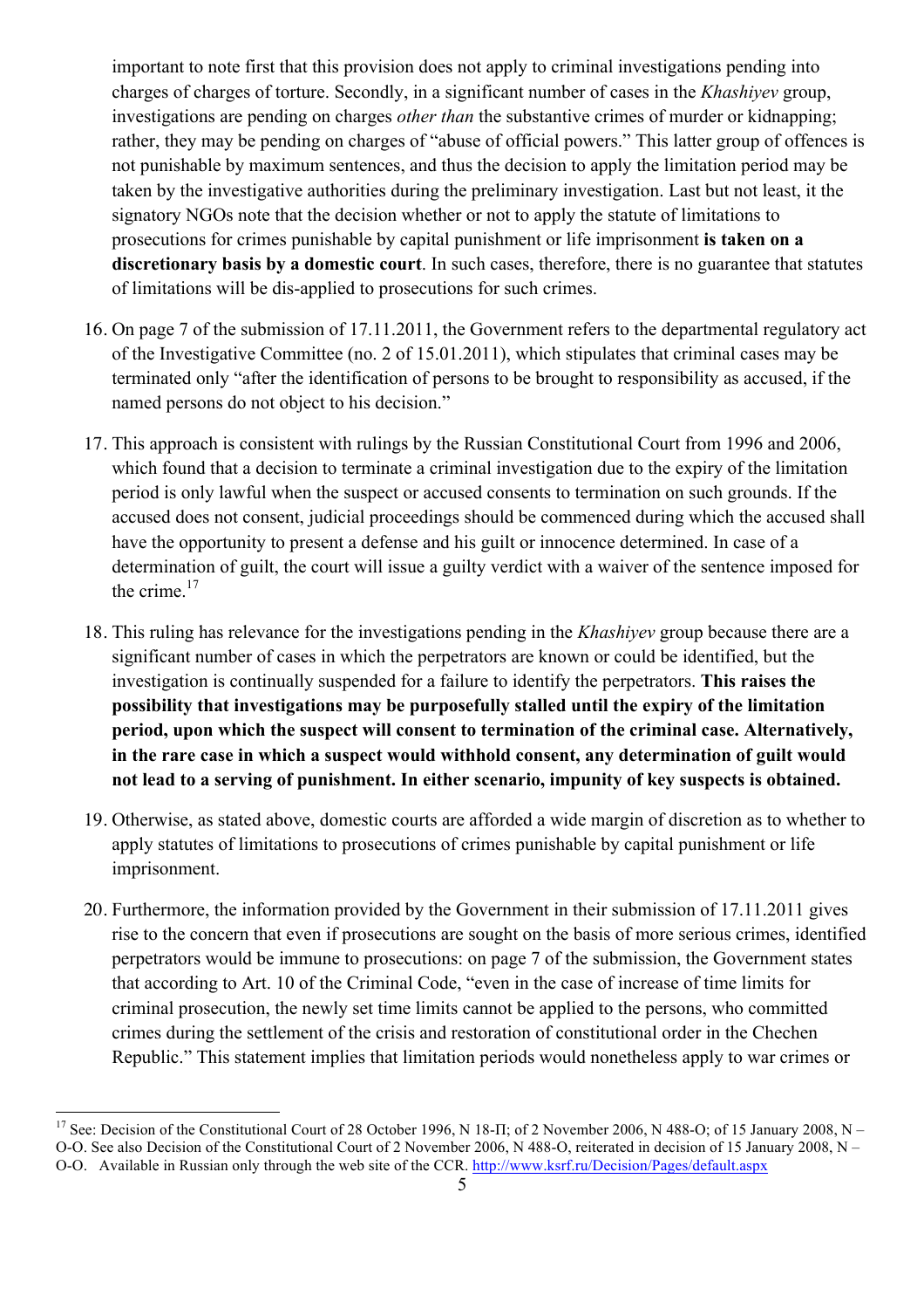important to note first that this provision does not apply to criminal investigations pending into charges of charges of torture. Secondly, in a significant number of cases in the *Khashiyev* group, investigations are pending on charges *other than* the substantive crimes of murder or kidnapping; rather, they may be pending on charges of "abuse of official powers." This latter group of offences is not punishable by maximum sentences, and thus the decision to apply the limitation period may be taken by the investigative authorities during the preliminary investigation. Last but not least, it the signatory NGOs note that the decision whether or not to apply the statute of limitations to prosecutions for crimes punishable by capital punishment or life imprisonment **is taken on a discretionary basis by a domestic court**. In such cases, therefore, there is no guarantee that statutes of limitations will be dis-applied to prosecutions for such crimes.

16. On page 7 of the submission of 17.11.2011, the Government refers to the departmental regulatory act of the Investigative Committee (no. 2 of 15.01.2011), which stipulates that criminal cases may be terminated only "after the identification of persons to be brought to responsibility as accused, if the named persons do not object to his decision."

17. This approach is consistent with rulings by the Russian Constitutional Court from 1996 and 2006, which found that a decision to terminate a criminal investigation due to the expiry of the limitation period is only lawful when the suspect or accused consents to termination on such grounds. If the accused does not consent, judicial proceedings should be commenced during which the accused shall have the opportunity to present a defense and his guilt or innocence determined. In case of a determination of guilt, the court will issue a guilty verdict with a waiver of the sentence imposed for the crime.[17]

18. This ruling has relevance for the investigations pending in the *Khashiyev* group because there are a significant number of cases in which the perpetrators are known or could be identified, but the investigation is continually suspended for a failure to identify the perpetrators. **This raises the possibility that investigations may be purposefully stalled until the expiry of the limitation period, upon which the suspect will consent to termination of the criminal case. Alternatively, in the rare case in which a suspect would withhold consent, any determination of guilt would not lead to a serving of punishment. In either scenario, impunity of key suspects is obtained.**

19. Otherwise, as stated above, domestic courts are afforded a wide margin of discretion as to whether to apply statutes of limitations to prosecutions of crimes punishable by capital punishment or life imprisonment.

20. Furthermore, the information provided by the Government in their submission of 17.11.2011 gives rise to the concern that even if prosecutions are sought on the basis of more serious crimes, identified perpetrators would be immune to prosecutions: on page 7 of the submission, the Government states that according to Art. 10 of the Criminal Code, "even in the case of increase of time limits for criminal prosecution, the newly set time limits cannot be applied to the persons, who committed crimes during the settlement of the crisis and restoration of constitutional order in the Chechen Republic." This statement implies that limitation periods would nonetheless apply to war crimes or

---

[17] See: Decision of the Constitutional Court of 28 October 1996, N 18-П; of 2 November 2006, N 488-O; of 15 January 2008, N – O-O. See also Decision of the Constitutional Court of 2 November 2006, N 488-O, reiterated in decision of 15 January 2008, N – O-O. Available in Russian only through the web site of the CCR. http://www.ksrf.ru/Decision/Pages/default.aspx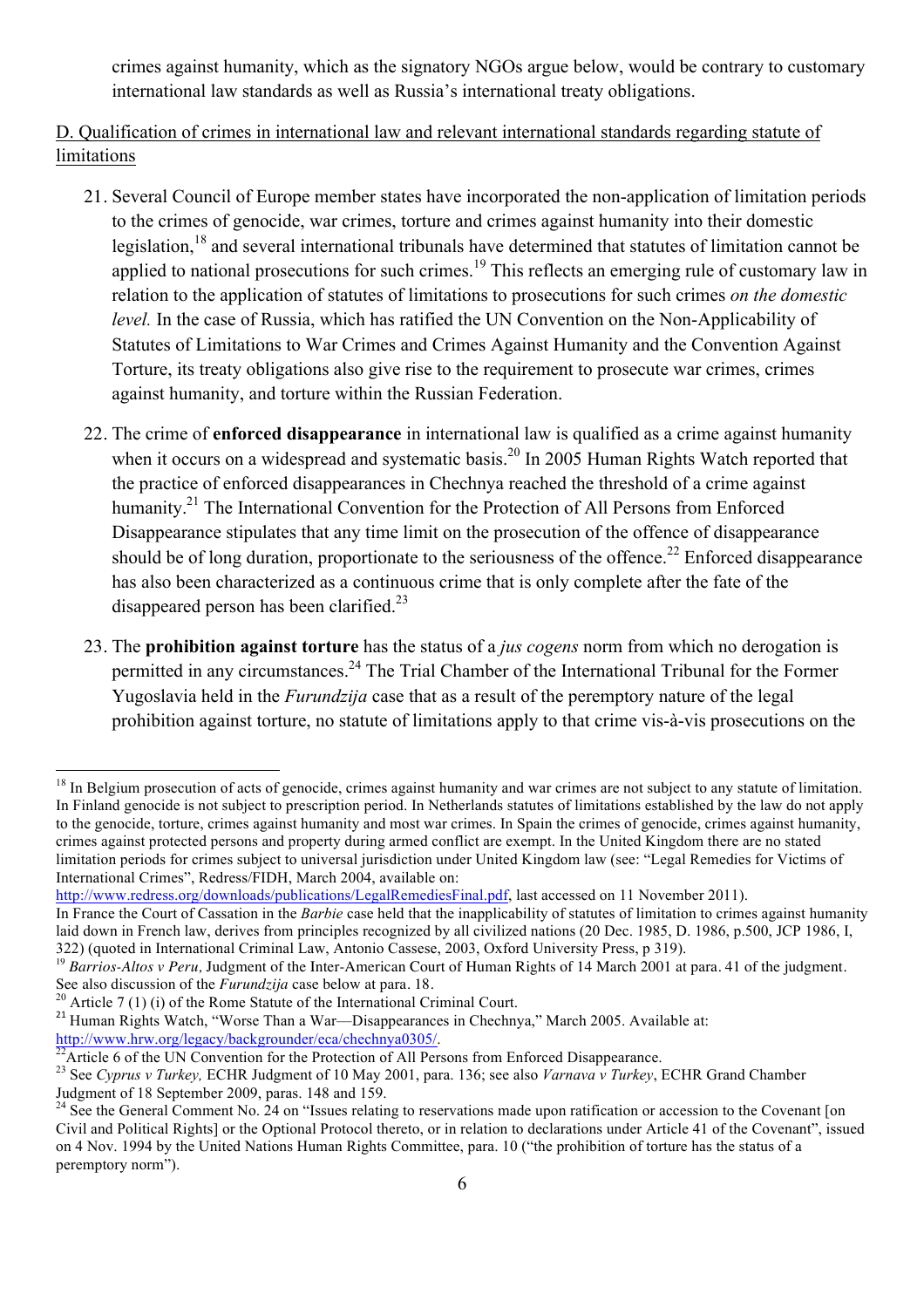crimes against humanity, which as the signatory NGOs argue below, would be contrary to customary international law standards as well as Russia's international treaty obligations.

D. Qualification of crimes in international law and relevant international standards regarding statute of limitations

21. Several Council of Europe member states have incorporated the non-application of limitation periods to the crimes of genocide, war crimes, torture and crimes against humanity into their domestic legislation,[18] and several international tribunals have determined that statutes of limitation cannot be applied to national prosecutions for such crimes.[19] This reflects an emerging rule of customary law in relation to the application of statutes of limitations to prosecutions for such crimes *on the domestic level.* In the case of Russia, which has ratified the UN Convention on the Non-Applicability of Statutes of Limitations to War Crimes and Crimes Against Humanity and the Convention Against Torture, its treaty obligations also give rise to the requirement to prosecute war crimes, crimes against humanity, and torture within the Russian Federation.

22. The crime of **enforced disappearance** in international law is qualified as a crime against humanity when it occurs on a widespread and systematic basis.[20] In 2005 Human Rights Watch reported that the practice of enforced disappearances in Chechnya reached the threshold of a crime against humanity.[21] The International Convention for the Protection of All Persons from Enforced Disappearance stipulates that any time limit on the prosecution of the offence of disappearance should be of long duration, proportionate to the seriousness of the offence.[22] Enforced disappearance has also been characterized as a continuous crime that is only complete after the fate of the disappeared person has been clarified.[23]

23. The **prohibition against torture** has the status of a *jus cogens* norm from which no derogation is permitted in any circumstances.[24] The Trial Chamber of the International Tribunal for the Former Yugoslavia held in the *Furundzija* case that as a result of the peremptory nature of the legal prohibition against torture, no statute of limitations apply to that crime vis-à-vis prosecutions on the

---

[18] In Belgium prosecution of acts of genocide, crimes against humanity and war crimes are not subject to any statute of limitation. In Finland genocide is not subject to prescription period. In Netherlands statutes of limitations established by the law do not apply to the genocide, torture, crimes against humanity and most war crimes. In Spain the crimes of genocide, crimes against humanity, crimes against protected persons and property during armed conflict are exempt. In the United Kingdom there are no stated limitation periods for crimes subject to universal jurisdiction under United Kingdom law (see: "Legal Remedies for Victims of International Crimes", Redress/FIDH, March 2004, available on: http://www.redress.org/downloads/publications/LegalRemediesFinal.pdf, last accessed on 11 November 2011).
In France the Court of Cassation in the *Barbie* case held that the inapplicability of statutes of limitation to crimes against humanity laid down in French law, derives from principles recognized by all civilized nations (20 Dec. 1985, D. 1986, p.500, JCP 1986, I, 322) (quoted in International Criminal Law, Antonio Cassese, 2003, Oxford University Press, p 319).

[19] *Barrios-Altos v Peru,* Judgment of the Inter-American Court of Human Rights of 14 March 2001 at para. 41 of the judgment. See also discussion of the *Furundzija* case below at para. 18.

[20] Article 7 (1) (i) of the Rome Statute of the International Criminal Court.

[21] Human Rights Watch, "Worse Than a War—Disappearances in Chechnya," March 2005. Available at: http://www.hrw.org/legacy/backgrounder/eca/chechnya0305/.

[22] Article 6 of the UN Convention for the Protection of All Persons from Enforced Disappearance.

[23] See *Cyprus v Turkey,* ECHR Judgment of 10 May 2001, para. 136; see also *Varnava v Turkey*, ECHR Grand Chamber Judgment of 18 September 2009, paras. 148 and 159.

[24] See the General Comment No. 24 on "Issues relating to reservations made upon ratification or accession to the Covenant [on Civil and Political Rights] or the Optional Protocol thereto, or in relation to declarations under Article 41 of the Covenant", issued on 4 Nov. 1994 by the United Nations Human Rights Committee, para. 10 ("the prohibition of torture has the status of a peremptory norm").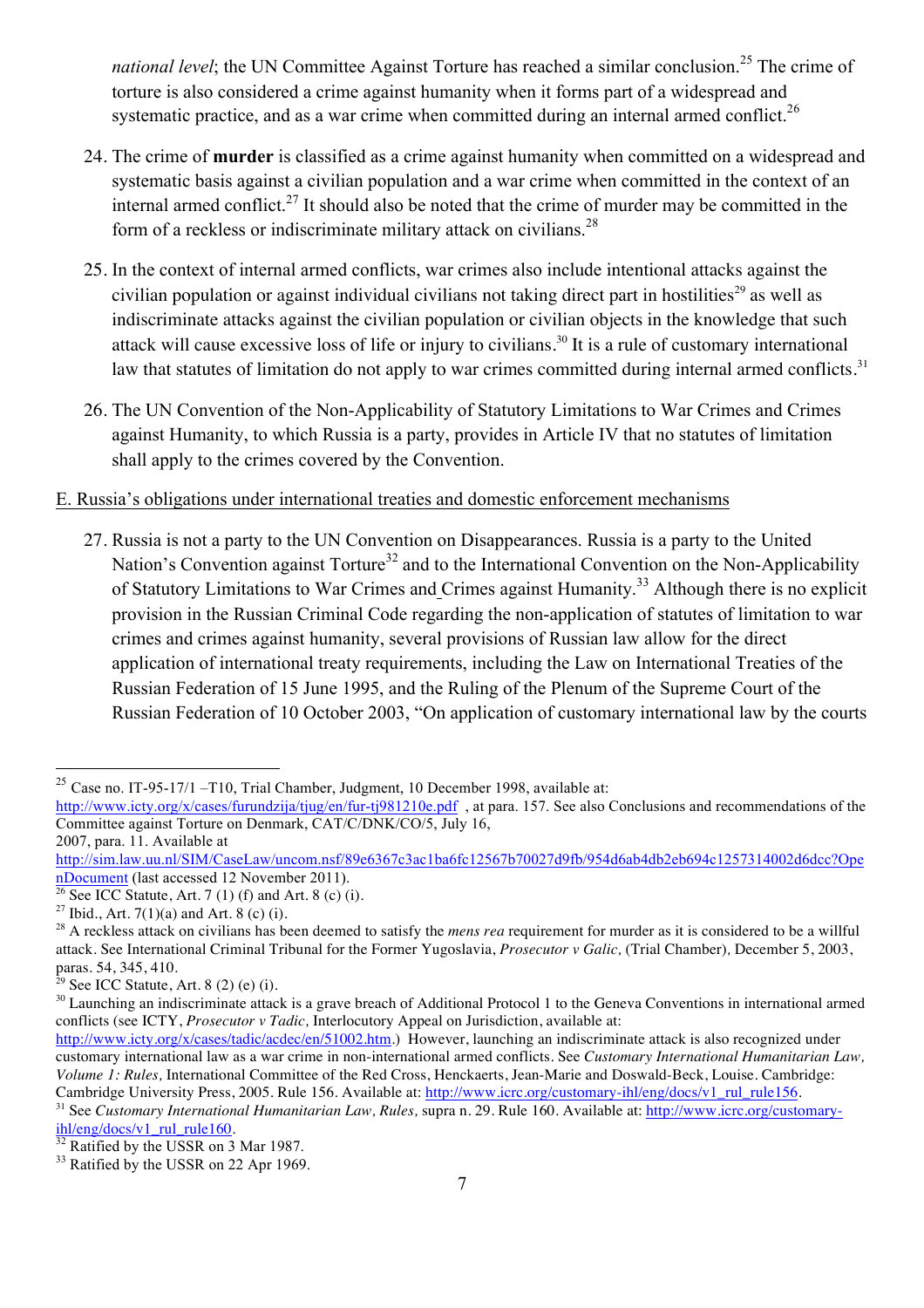*national level*; the UN Committee Against Torture has reached a similar conclusion.[25] The crime of torture is also considered a crime against humanity when it forms part of a widespread and systematic practice, and as a war crime when committed during an internal armed conflict.[26]

24. The crime of **murder** is classified as a crime against humanity when committed on a widespread and systematic basis against a civilian population and a war crime when committed in the context of an internal armed conflict.[27] It should also be noted that the crime of murder may be committed in the form of a reckless or indiscriminate military attack on civilians.[28]

25. In the context of internal armed conflicts, war crimes also include intentional attacks against the civilian population or against individual civilians not taking direct part in hostilities[29] as well as indiscriminate attacks against the civilian population or civilian objects in the knowledge that such attack will cause excessive loss of life or injury to civilians.[30] It is a rule of customary international law that statutes of limitation do not apply to war crimes committed during internal armed conflicts.[31]

26. The UN Convention of the Non-Applicability of Statutory Limitations to War Crimes and Crimes against Humanity, to which Russia is a party, provides in Article IV that no statutes of limitation shall apply to the crimes covered by the Convention.

E. Russia's obligations under international treaties and domestic enforcement mechanisms

27. Russia is not a party to the UN Convention on Disappearances. Russia is a party to the United Nation's Convention against Torture[32] and to the International Convention on the Non-Applicability of Statutory Limitations to War Crimes and Crimes against Humanity.[33] Although there is no explicit provision in the Russian Criminal Code regarding the non-application of statutes of limitation to war crimes and crimes against humanity, several provisions of Russian law allow for the direct application of international treaty requirements, including the Law on International Treaties of the Russian Federation of 15 June 1995, and the Ruling of the Plenum of the Supreme Court of the Russian Federation of 10 October 2003, "On application of customary international law by the courts

---

[25] Case no. IT-95-17/1 –T10, Trial Chamber, Judgment, 10 December 1998, available at: http://www.icty.org/x/cases/furundzija/tjug/en/fur-tj981210e.pdf , at para. 157. See also Conclusions and recommendations of the Committee against Torture on Denmark, CAT/C/DNK/CO/5, July 16, 2007, para. 11. Available at http://sim.law.uu.nl/SIM/CaseLaw/uncom.nsf/89e6367c3ac1ba6fc12567b70027d9fb/954d6ab4db2eb694c1257314002d6dcc?OpenDocument (last accessed 12 November 2011).

[26] See ICC Statute, Art. 7 (1) (f) and Art. 8 (c) (i).

[27] Ibid., Art. 7(1)(a) and Art. 8 (c) (i).

[28] A reckless attack on civilians has been deemed to satisfy the *mens rea* requirement for murder as it is considered to be a willful attack. See International Criminal Tribunal for the Former Yugoslavia, *Prosecutor v Galic,* (Trial Chamber)*,* December 5, 2003, paras. 54, 345, 410.

[29] See ICC Statute, Art. 8 (2) (e) (i).

[30] Launching an indiscriminate attack is a grave breach of Additional Protocol 1 to the Geneva Conventions in international armed conflicts (see ICTY, *Prosecutor v Tadic,* Interlocutory Appeal on Jurisdiction, available at: http://www.icty.org/x/cases/tadic/acdec/en/51002.htm.) However, launching an indiscriminate attack is also recognized under customary international law as a war crime in non-international armed conflicts. See *Customary International Humanitarian Law, Volume 1: Rules,* International Committee of the Red Cross, Henckaerts, Jean-Marie and Doswald-Beck, Louise. Cambridge: Cambridge University Press, 2005. Rule 156. Available at: http://www.icrc.org/customary-ihl/eng/docs/v1_rul_rule156.

[31] See *Customary International Humanitarian Law, Rules,* supra n. 29. Rule 160. Available at: http://www.icrc.org/customary-ihl/eng/docs/v1_rul_rule160.

[32] Ratified by the USSR on 3 Mar 1987.

[33] Ratified by the USSR on 22 Apr 1969.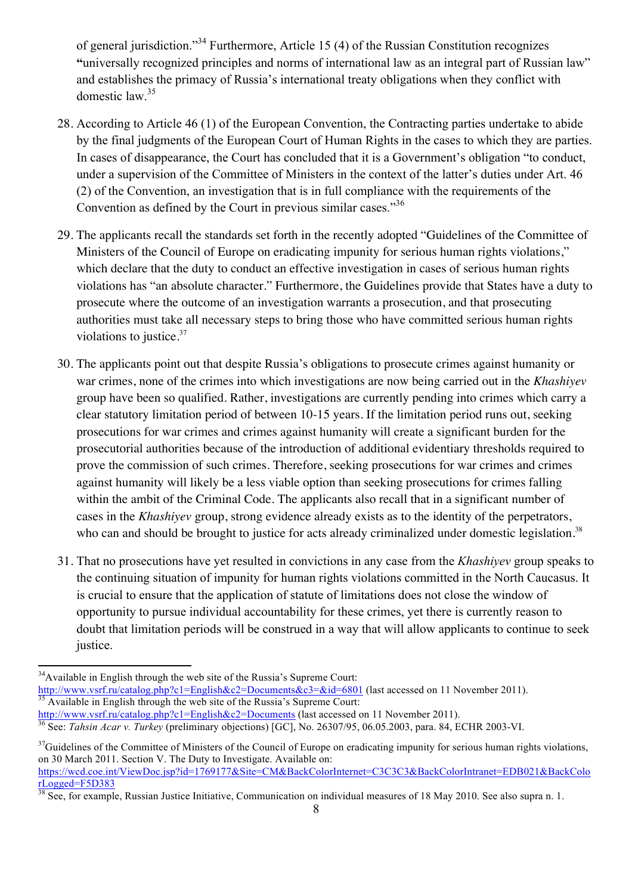of general jurisdiction."[34] Furthermore, Article 15 (4) of the Russian Constitution recognizes "universally recognized principles and norms of international law as an integral part of Russian law" and establishes the primacy of Russia's international treaty obligations when they conflict with domestic law.[35]

28. According to Article 46 (1) of the European Convention, the Contracting parties undertake to abide by the final judgments of the European Court of Human Rights in the cases to which they are parties. In cases of disappearance, the Court has concluded that it is a Government's obligation "to conduct, under a supervision of the Committee of Ministers in the context of the latter's duties under Art. 46 (2) of the Convention, an investigation that is in full compliance with the requirements of the Convention as defined by the Court in previous similar cases."[36]

29. The applicants recall the standards set forth in the recently adopted "Guidelines of the Committee of Ministers of the Council of Europe on eradicating impunity for serious human rights violations," which declare that the duty to conduct an effective investigation in cases of serious human rights violations has "an absolute character." Furthermore, the Guidelines provide that States have a duty to prosecute where the outcome of an investigation warrants a prosecution, and that prosecuting authorities must take all necessary steps to bring those who have committed serious human rights violations to justice.[37]

30. The applicants point out that despite Russia's obligations to prosecute crimes against humanity or war crimes, none of the crimes into which investigations are now being carried out in the *Khashiyev* group have been so qualified. Rather, investigations are currently pending into crimes which carry a clear statutory limitation period of between 10-15 years. If the limitation period runs out, seeking prosecutions for war crimes and crimes against humanity will create a significant burden for the prosecutorial authorities because of the introduction of additional evidentiary thresholds required to prove the commission of such crimes. Therefore, seeking prosecutions for war crimes and crimes against humanity will likely be a less viable option than seeking prosecutions for crimes falling within the ambit of the Criminal Code. The applicants also recall that in a significant number of cases in the *Khashiyev* group, strong evidence already exists as to the identity of the perpetrators, who can and should be brought to justice for acts already criminalized under domestic legislation.[38]

31. That no prosecutions have yet resulted in convictions in any case from the *Khashiyev* group speaks to the continuing situation of impunity for human rights violations committed in the North Caucasus. It is crucial to ensure that the application of statute of limitations does not close the window of opportunity to pursue individual accountability for these crimes, yet there is currently reason to doubt that limitation periods will be construed in a way that will allow applicants to continue to seek justice.

---

[34] Available in English through the web site of the Russia's Supreme Court: http://www.vsrf.ru/catalog.php?c1=English&c2=Documents&c3=&id=6801 (last accessed on 11 November 2011).

[35] Available in English through the web site of the Russia's Supreme Court: http://www.vsrf.ru/catalog.php?c1=English&c2=Documents (last accessed on 11 November 2011).

[36] See: *Tahsin Acar v. Turkey* (preliminary objections) [GC], No. 26307/95, 06.05.2003, para. 84, ECHR 2003-VI.

[37] Guidelines of the Committee of Ministers of the Council of Europe on eradicating impunity for serious human rights violations, on 30 March 2011. Section V. The Duty to Investigate. Available on: https://wcd.coe.int/ViewDoc.jsp?id=1769177&Site=CM&BackColorInternet=C3C3C3&BackColorIntranet=EDB021&BackColorLogged=F5D383

[38] See, for example, Russian Justice Initiative, Communication on individual measures of 18 May 2010. See also supra n. 1.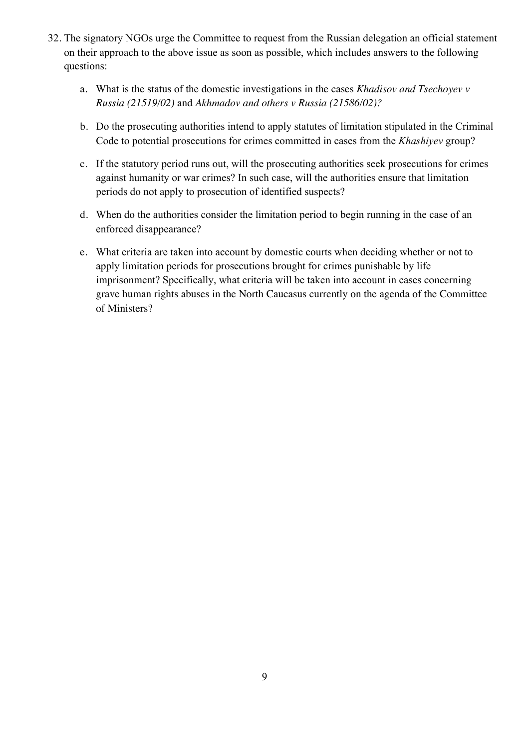32. The signatory NGOs urge the Committee to request from the Russian delegation an official statement on their approach to the above issue as soon as possible, which includes answers to the following questions:

    a. What is the status of the domestic investigations in the cases *Khadisov and Tsechoyev v Russia (21519/02)* and *Akhmadov and others v Russia (21586/02)?*

    b. Do the prosecuting authorities intend to apply statutes of limitation stipulated in the Criminal Code to potential prosecutions for crimes committed in cases from the *Khashiyev* group?

    c. If the statutory period runs out, will the prosecuting authorities seek prosecutions for crimes against humanity or war crimes? In such case, will the authorities ensure that limitation periods do not apply to prosecution of identified suspects?

    d. When do the authorities consider the limitation period to begin running in the case of an enforced disappearance?

    e. What criteria are taken into account by domestic courts when deciding whether or not to apply limitation periods for prosecutions brought for crimes punishable by life imprisonment? Specifically, what criteria will be taken into account in cases concerning grave human rights abuses in the North Caucasus currently on the agenda of the Committee of Ministers?